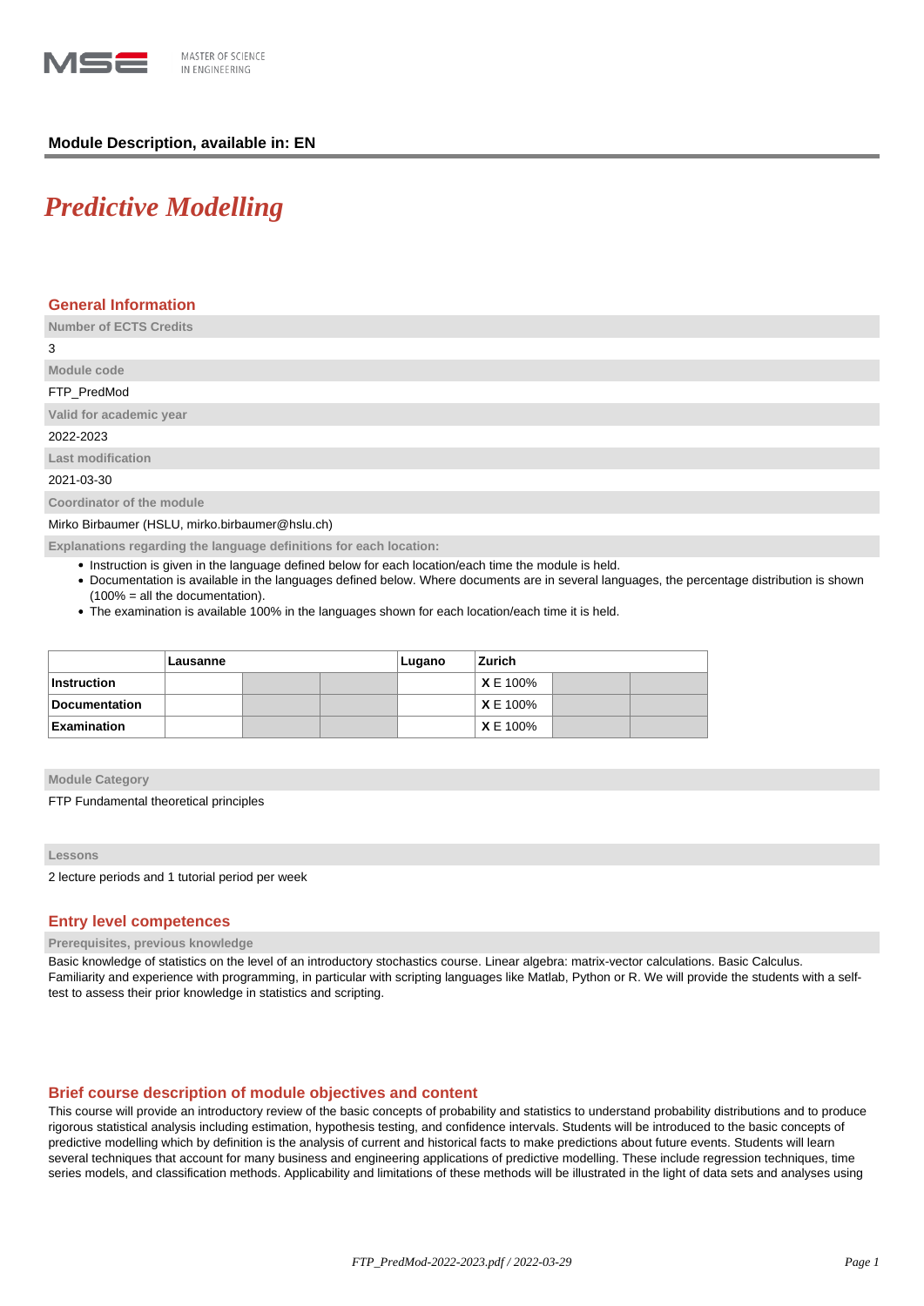**Module Description, available in: EN**

# *Predictive Modelling*

## General Information

**Number of ECTS Credits**

3

**Module code**

FTP_PredMod

**Valid for academic year**

2022-2023

**Last modification**

2021-03-30

**Coordinator of the module**

Mirko Birbaumer (HSLU, mirko.birbaumer@hslu.ch)

**Explanations regarding the language definitions for each location:**

- Instruction is given in the language defined below for each location/each time the module is held.
- Documentation is available in the languages defined below. Where documents are in several languages, the percentage distribution is shown (100% = all the documentation).
- The examination is available 100% in the languages shown for each location/each time it is held.

| | Lausanne | | | Lugano | Zurich | | |
|---|---|---|---|---|---|---|---|
| **Instruction** | | | | | **X** E 100% | | |
| **Documentation** | | | | | **X** E 100% | | |
| **Examination** | | | | | **X** E 100% | | |

**Module Category**

FTP Fundamental theoretical principles

**Lessons**

2 lecture periods and 1 tutorial period per week

## Entry level competences

**Prerequisites, previous knowledge**

Basic knowledge of statistics on the level of an introductory stochastics course. Linear algebra: matrix-vector calculations. Basic Calculus. Familiarity and experience with programming, in particular with scripting languages like Matlab, Python or R. We will provide the students with a self-test to assess their prior knowledge in statistics and scripting.

## Brief course description of module objectives and content

This course will provide an introductory review of the basic concepts of probability and statistics to understand probability distributions and to produce rigorous statistical analysis including estimation, hypothesis testing, and confidence intervals. Students will be introduced to the basic concepts of predictive modelling which by definition is the analysis of current and historical facts to make predictions about future events. Students will learn several techniques that account for many business and engineering applications of predictive modelling. These include regression techniques, time series models, and classification methods. Applicability and limitations of these methods will be illustrated in the light of data sets and analyses using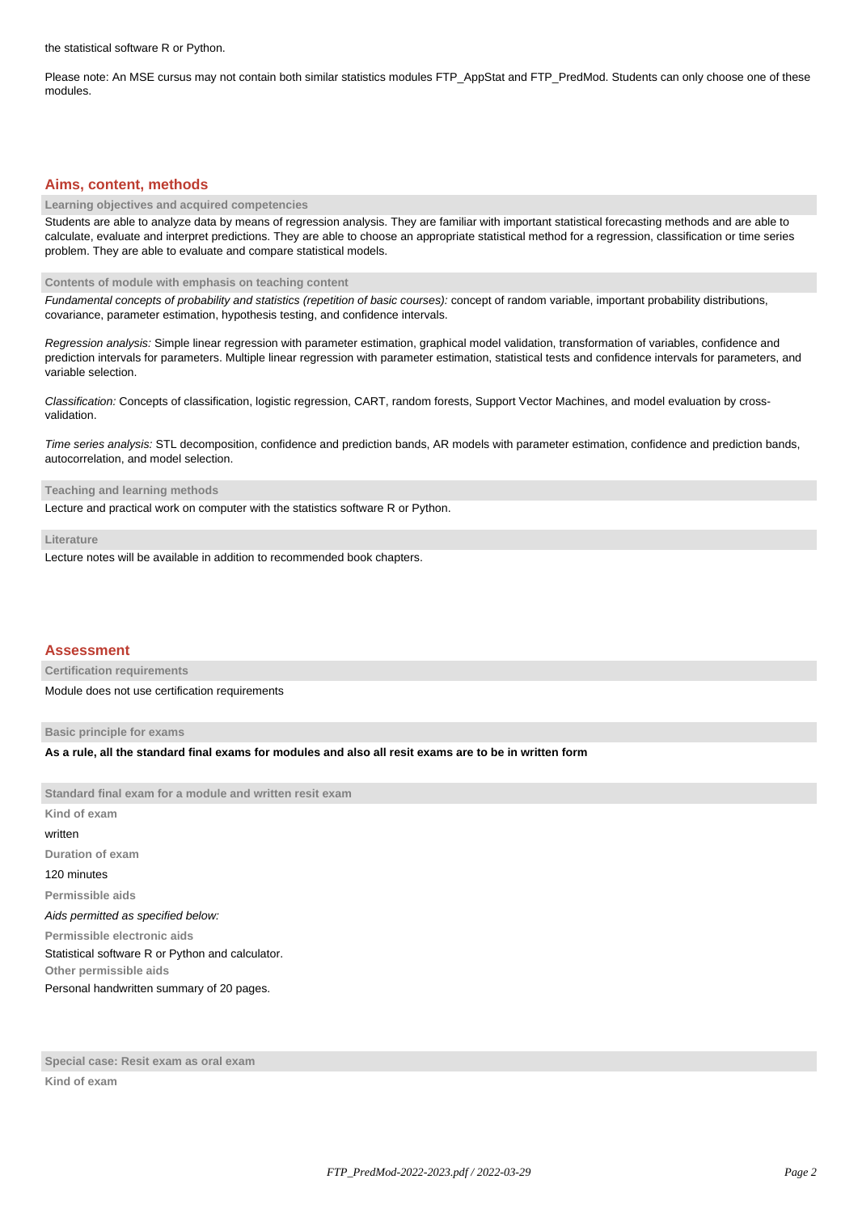the statistical software R or Python.

Please note: An MSE cursus may not contain both similar statistics modules FTP_AppStat and FTP_PredMod. Students can only choose one of these modules.

## Aims, content, methods

### Learning objectives and acquired competencies

Students are able to analyze data by means of regression analysis. They are familiar with important statistical forecasting methods and are able to calculate, evaluate and interpret predictions. They are able to choose an appropriate statistical method for a regression, classification or time series problem. They are able to evaluate and compare statistical models.

### Contents of module with emphasis on teaching content

*Fundamental concepts of probability and statistics (repetition of basic courses):* concept of random variable, important probability distributions, covariance, parameter estimation, hypothesis testing, and confidence intervals.

*Regression analysis:* Simple linear regression with parameter estimation, graphical model validation, transformation of variables, confidence and prediction intervals for parameters. Multiple linear regression with parameter estimation, statistical tests and confidence intervals for parameters, and variable selection.

*Classification:* Concepts of classification, logistic regression, CART, random forests, Support Vector Machines, and model evaluation by cross-validation.

*Time series analysis:* STL decomposition, confidence and prediction bands, AR models with parameter estimation, confidence and prediction bands, autocorrelation, and model selection.

### Teaching and learning methods

Lecture and practical work on computer with the statistics software R or Python.

### Literature

Lecture notes will be available in addition to recommended book chapters.

## Assessment

### Certification requirements

Module does not use certification requirements

### Basic principle for exams

**As a rule, all the standard final exams for modules and also all resit exams are to be in written form**

### Standard final exam for a module and written resit exam

**Kind of exam**

written

**Duration of exam**

120 minutes

**Permissible aids**

*Aids permitted as specified below:*

**Permissible electronic aids**

Statistical software R or Python and calculator.

**Other permissible aids**

Personal handwritten summary of 20 pages.

### Special case: Resit exam as oral exam

**Kind of exam**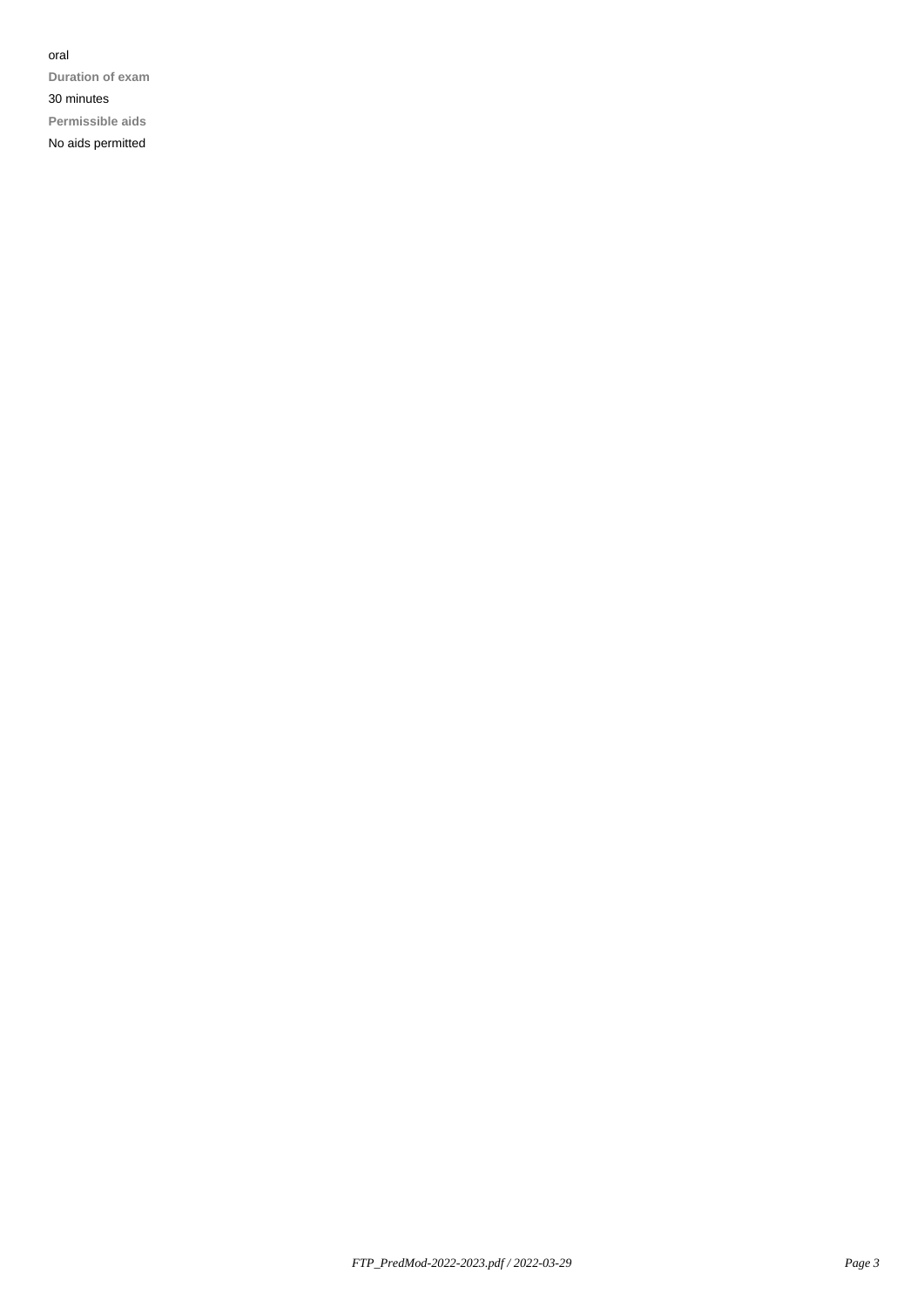oral

**Duration of exam**

30 minutes

**Permissible aids**

No aids permitted